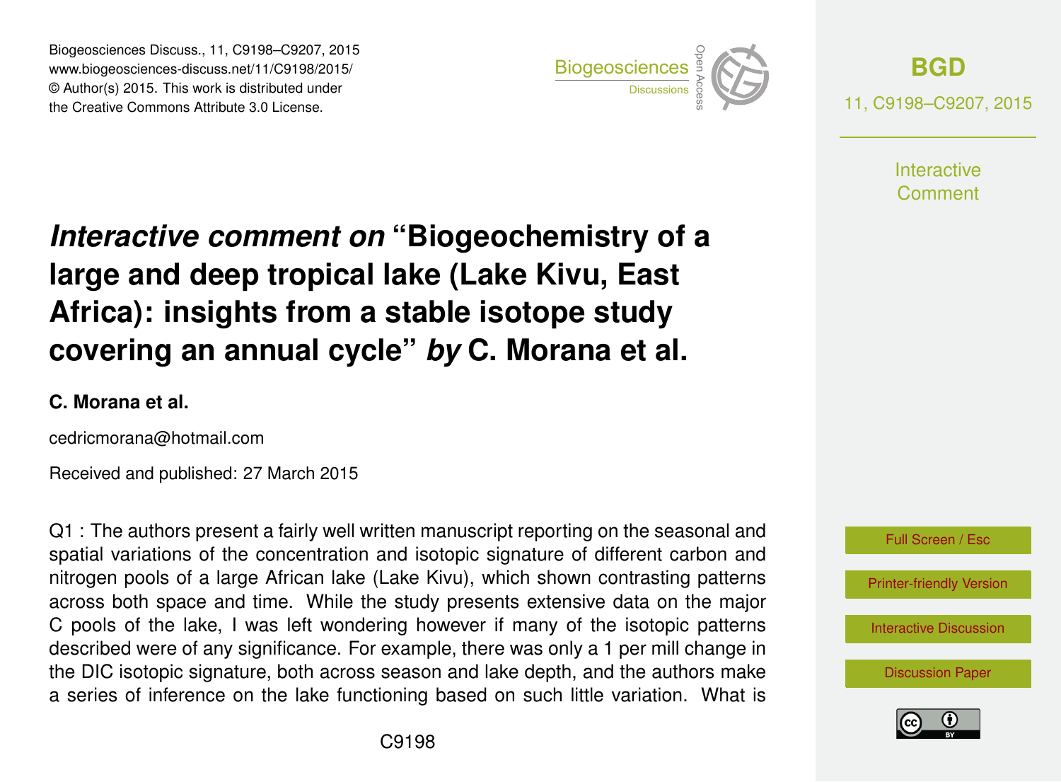# *Interactive comment on* "Biogeochemistry of a large and deep tropical lake (Lake Kivu, East Africa): insights from a stable isotope study covering an annual cycle" *by* C. Morana et al.

**C. Morana et al.**

cedricmorana@hotmail.com

Received and published: 27 March 2015

Q1 : The authors present a fairly well written manuscript reporting on the seasonal and spatial variations of the concentration and isotopic signature of different carbon and nitrogen pools of a large African lake (Lake Kivu), which shown contrasting patterns across both space and time. While the study presents extensive data on the major C pools of the lake, I was left wondering however if many of the isotopic patterns described were of any significance. For example, there was only a 1 per mill change in the DIC isotopic signature, both across season and lake depth, and the authors make a series of inference on the lake functioning based on such little variation. What is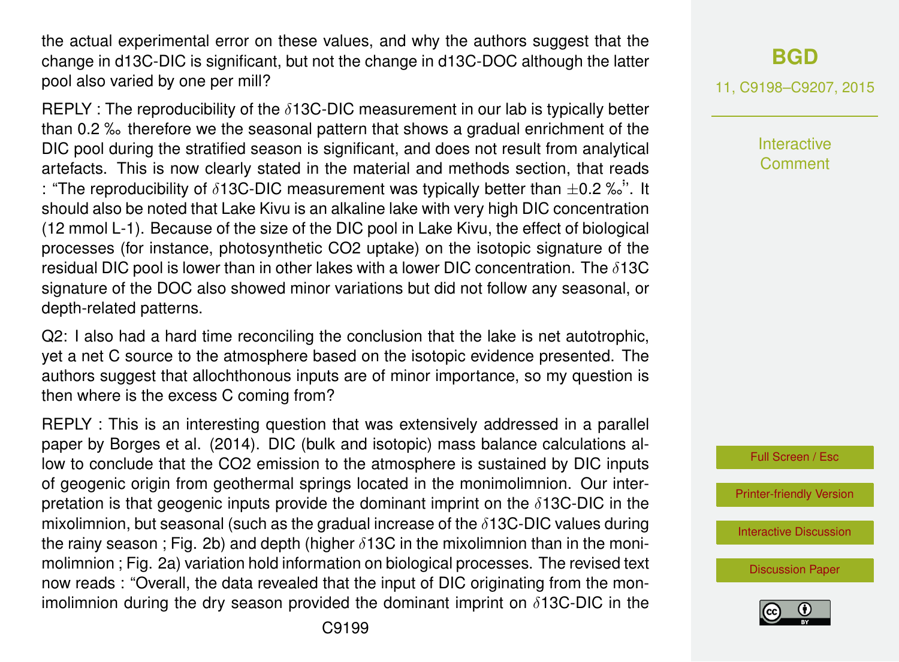the actual experimental error on these values, and why the authors suggest that the change in d13C-DIC is significant, but not the change in d13C-DOC although the latter pool also varied by one per mill?

REPLY : The reproducibility of the $\delta$13C-DIC measurement in our lab is typically better than 0.2 ‰ therefore we the seasonal pattern that shows a gradual enrichment of the DIC pool during the stratified season is significant, and does not result from analytical artefacts. This is now clearly stated in the material and methods section, that reads : "The reproducibility of $\delta$13C-DIC measurement was typically better than $\pm$0.2 ‰". It should also be noted that Lake Kivu is an alkaline lake with very high DIC concentration (12 mmol L-1). Because of the size of the DIC pool in Lake Kivu, the effect of biological processes (for instance, photosynthetic CO2 uptake) on the isotopic signature of the residual DIC pool is lower than in other lakes with a lower DIC concentration. The $\delta$13C signature of the DOC also showed minor variations but did not follow any seasonal, or depth-related patterns.

Q2: I also had a hard time reconciling the conclusion that the lake is net autotrophic, yet a net C source to the atmosphere based on the isotopic evidence presented. The authors suggest that allochthonous inputs are of minor importance, so my question is then where is the excess C coming from?

REPLY : This is an interesting question that was extensively addressed in a parallel paper by Borges et al. (2014). DIC (bulk and isotopic) mass balance calculations allow to conclude that the CO2 emission to the atmosphere is sustained by DIC inputs of geogenic origin from geothermal springs located in the monimolimnion. Our interpretation is that geogenic inputs provide the dominant imprint on the $\delta$13C-DIC in the mixolimnion, but seasonal (such as the gradual increase of the $\delta$13C-DIC values during the rainy season ; Fig. 2b) and depth (higher $\delta$13C in the mixolimnion than in the monimolimnion ; Fig. 2a) variation hold information on biological processes. The revised text now reads : "Overall, the data revealed that the input of DIC originating from the monimolimnion during the dry season provided the dominant imprint on $\delta$13C-DIC in the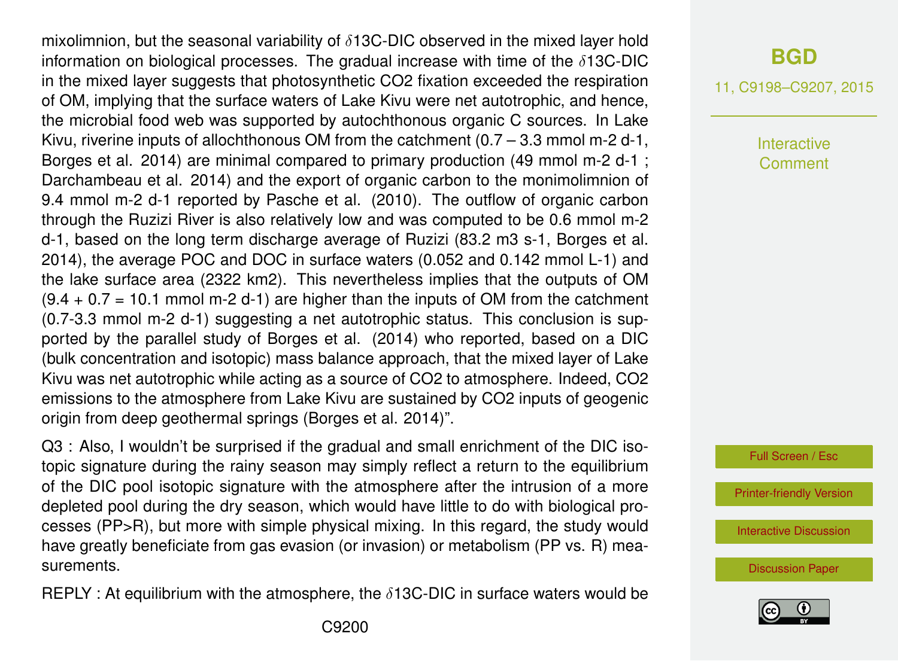mixolimnion, but the seasonal variability of δ13C-DIC observed in the mixed layer hold information on biological processes. The gradual increase with time of the δ13C-DIC in the mixed layer suggests that photosynthetic $CO_2$ fixation exceeded the respiration of OM, implying that the surface waters of Lake Kivu were net autotrophic, and hence, the microbial food web was supported by autochthonous organic C sources. In Lake Kivu, riverine inputs of allochthonous OM from the catchment (0.7 – 3.3 mmol $m^{-2}$ $d^{-1}$, Borges et al. 2014) are minimal compared to primary production (49 mmol $m^{-2}$ $d^{-1}$ ; Darchambeau et al. 2014) and the export of organic carbon to the monimolimnion of 9.4 mmol $m^{-2}$ $d^{-1}$ reported by Pasche et al. (2010). The outflow of organic carbon through the Ruzizi River is also relatively low and was computed to be 0.6 mmol $m^{-2}$ $d^{-1}$, based on the long term discharge average of Ruzizi (83.2 $m^3$ $s^{-1}$, Borges et al. 2014), the average POC and DOC in surface waters (0.052 and 0.142 mmol $L^{-1}$) and the lake surface area (2322 $km^2$). This nevertheless implies that the outputs of OM (9.4 + 0.7 = 10.1 mmol $m^{-2}$ $d^{-1}$) are higher than the inputs of OM from the catchment (0.7-3.3 mmol $m^{-2}$ $d^{-1}$) suggesting a net autotrophic status. This conclusion is supported by the parallel study of Borges et al. (2014) who reported, based on a DIC (bulk concentration and isotopic) mass balance approach, that the mixed layer of Lake Kivu was net autotrophic while acting as a source of $CO_2$ to atmosphere. Indeed, $CO_2$ emissions to the atmosphere from Lake Kivu are sustained by $CO_2$ inputs of geogenic origin from deep geothermal springs (Borges et al. 2014)".

Q3 : Also, I wouldn't be surprised if the gradual and small enrichment of the DIC isotopic signature during the rainy season may simply reflect a return to the equilibrium of the DIC pool isotopic signature with the atmosphere after the intrusion of a more depleted pool during the dry season, which would have little to do with biological processes (PP>R), but more with simple physical mixing. In this regard, the study would have greatly beneficiate from gas evasion (or invasion) or metabolism (PP vs. R) measurements.

REPLY : At equilibrium with the atmosphere, the δ13C-DIC in surface waters would be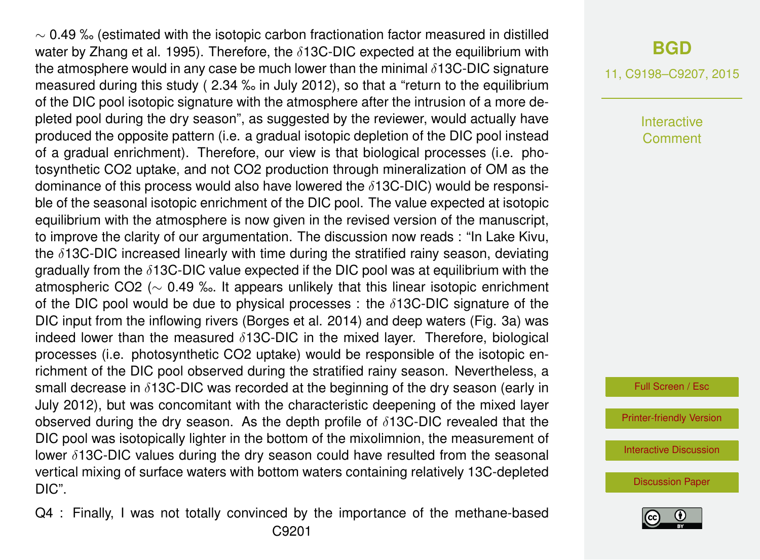~ 0.49 ‰ (estimated with the isotopic carbon fractionation factor measured in distilled water by Zhang et al. 1995). Therefore, the δ13C-DIC expected at the equilibrium with the atmosphere would in any case be much lower than the minimal δ13C-DIC signature measured during this study ( 2.34 ‰ in July 2012), so that a "return to the equilibrium of the DIC pool isotopic signature with the atmosphere after the intrusion of a more depleted pool during the dry season", as suggested by the reviewer, would actually have produced the opposite pattern (i.e. a gradual isotopic depletion of the DIC pool instead of a gradual enrichment). Therefore, our view is that biological processes (i.e. photosynthetic CO2 uptake, and not CO2 production through mineralization of OM as the dominance of this process would also have lowered the δ13C-DIC) would be responsible of the seasonal isotopic enrichment of the DIC pool. The value expected at isotopic equilibrium with the atmosphere is now given in the revised version of the manuscript, to improve the clarity of our argumentation. The discussion now reads : "In Lake Kivu, the δ13C-DIC increased linearly with time during the stratified rainy season, deviating gradually from the δ13C-DIC value expected if the DIC pool was at equilibrium with the atmospheric CO2 (~ 0.49 ‰. It appears unlikely that this linear isotopic enrichment of the DIC pool would be due to physical processes : the δ13C-DIC signature of the DIC input from the inflowing rivers (Borges et al. 2014) and deep waters (Fig. 3a) was indeed lower than the measured δ13C-DIC in the mixed layer. Therefore, biological processes (i.e. photosynthetic CO2 uptake) would be responsible of the isotopic enrichment of the DIC pool observed during the stratified rainy season. Nevertheless, a small decrease in δ13C-DIC was recorded at the beginning of the dry season (early in July 2012), but was concomitant with the characteristic deepening of the mixed layer observed during the dry season. As the depth profile of δ13C-DIC revealed that the DIC pool was isotopically lighter in the bottom of the mixolimnion, the measurement of lower δ13C-DIC values during the dry season could have resulted from the seasonal vertical mixing of surface waters with bottom waters containing relatively 13C-depleted DIC".

Q4 : Finally, I was not totally convinced by the importance of the methane-based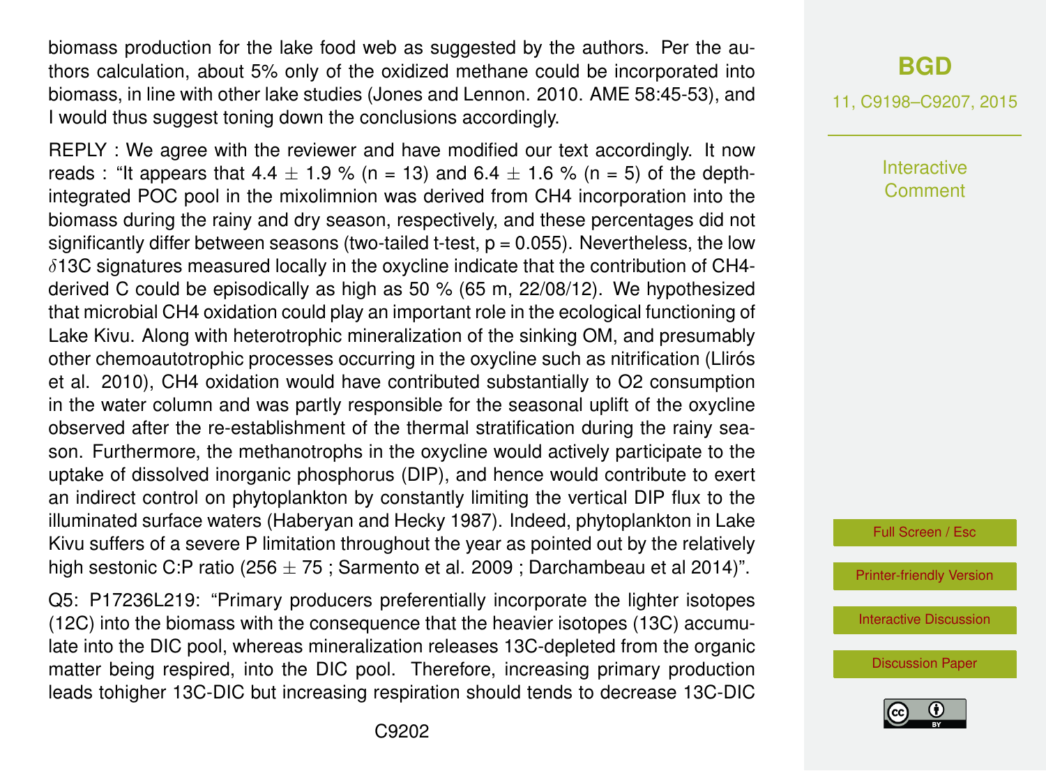biomass production for the lake food web as suggested by the authors. Per the authors calculation, about 5% only of the oxidized methane could be incorporated into biomass, in line with other lake studies (Jones and Lennon. 2010. AME 58:45-53), and I would thus suggest toning down the conclusions accordingly.

REPLY : We agree with the reviewer and have modified our text accordingly. It now reads : "It appears that 4.4 $\pm$ 1.9 % (n = 13) and 6.4 $\pm$ 1.6 % (n = 5) of the depth-integrated POC pool in the mixolimnion was derived from $CH_4$ incorporation into the biomass during the rainy and dry season, respectively, and these percentages did not significantly differ between seasons (two-tailed t-test, $p = 0.055$). Nevertheless, the low $\delta^{13}C$ signatures measured locally in the oxycline indicate that the contribution of $CH_4$-derived C could be episodically as high as 50 % (65 m, 22/08/12). We hypothesized that microbial $CH_4$ oxidation could play an important role in the ecological functioning of Lake Kivu. Along with heterotrophic mineralization of the sinking OM, and presumably other chemoautotrophic processes occurring in the oxycline such as nitrification (Llirós et al. 2010), $CH_4$ oxidation would have contributed substantially to $O_2$ consumption in the water column and was partly responsible for the seasonal uplift of the oxycline observed after the re-establishment of the thermal stratification during the rainy season. Furthermore, the methanotrophs in the oxycline would actively participate to the uptake of dissolved inorganic phosphorus (DIP), and hence would contribute to exert an indirect control on phytoplankton by constantly limiting the vertical DIP flux to the illuminated surface waters (Haberyan and Hecky 1987). Indeed, phytoplankton in Lake Kivu suffers of a severe P limitation throughout the year as pointed out by the relatively high sestonic C:P ratio (256 $\pm$ 75 ; Sarmento et al. 2009 ; Darchambeau et al 2014)".

Q5: P17236L219: "Primary producers preferentially incorporate the lighter isotopes ($^{12}C$) into the biomass with the consequence that the heavier isotopes ($^{13}C$) accumulate into the DIC pool, whereas mineralization releases $^{13}C$-depleted from the organic matter being respired, into the DIC pool. Therefore, increasing primary production leads tohigher $^{13}C$-DIC but increasing respiration should tends to decrease $^{13}C$-DIC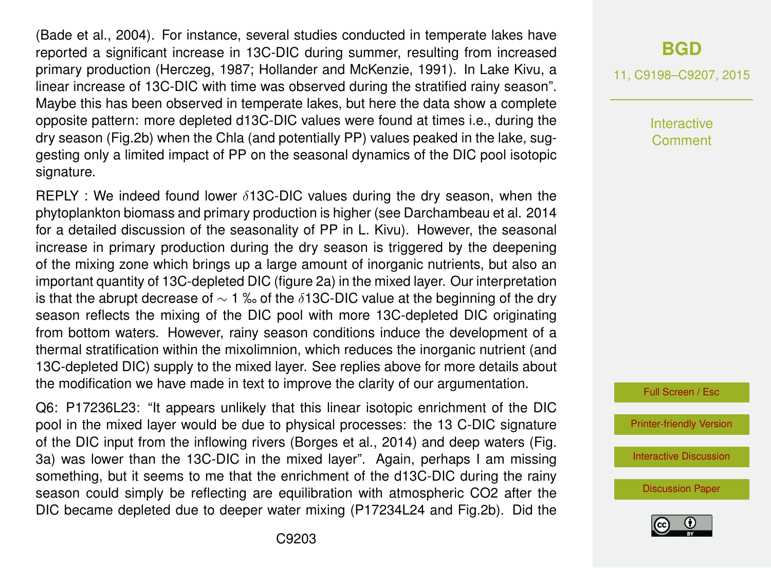(Bade et al., 2004). For instance, several studies conducted in temperate lakes have reported a significant increase in 13C-DIC during summer, resulting from increased primary production (Herczeg, 1987; Hollander and McKenzie, 1991). In Lake Kivu, a linear increase of 13C-DIC with time was observed during the stratified rainy season". Maybe this has been observed in temperate lakes, but here the data show a complete opposite pattern: more depleted d13C-DIC values were found at times i.e., during the dry season (Fig.2b) when the Chla (and potentially PP) values peaked in the lake, suggesting only a limited impact of PP on the seasonal dynamics of the DIC pool isotopic signature.

REPLY : We indeed found lower $\delta$13C-DIC values during the dry season, when the phytoplankton biomass and primary production is higher (see Darchambeau et al. 2014 for a detailed discussion of the seasonality of PP in L. Kivu). However, the seasonal increase in primary production during the dry season is triggered by the deepening of the mixing zone which brings up a large amount of inorganic nutrients, but also an important quantity of 13C-depleted DIC (figure 2a) in the mixed layer. Our interpretation is that the abrupt decrease of $\sim$ 1 ‰ of the $\delta$13C-DIC value at the beginning of the dry season reflects the mixing of the DIC pool with more 13C-depleted DIC originating from bottom waters. However, rainy season conditions induce the development of a thermal stratification within the mixolimnion, which reduces the inorganic nutrient (and 13C-depleted DIC) supply to the mixed layer. See replies above for more details about the modification we have made in text to improve the clarity of our argumentation.

Q6: P17236L23: "It appears unlikely that this linear isotopic enrichment of the DIC pool in the mixed layer would be due to physical processes: the 13 C-DIC signature of the DIC input from the inflowing rivers (Borges et al., 2014) and deep waters (Fig. 3a) was lower than the 13C-DIC in the mixed layer". Again, perhaps I am missing something, but it seems to me that the enrichment of the d13C-DIC during the rainy season could simply be reflecting are equilibration with atmospheric CO2 after the DIC became depleted due to deeper water mixing (P17234L24 and Fig.2b). Did the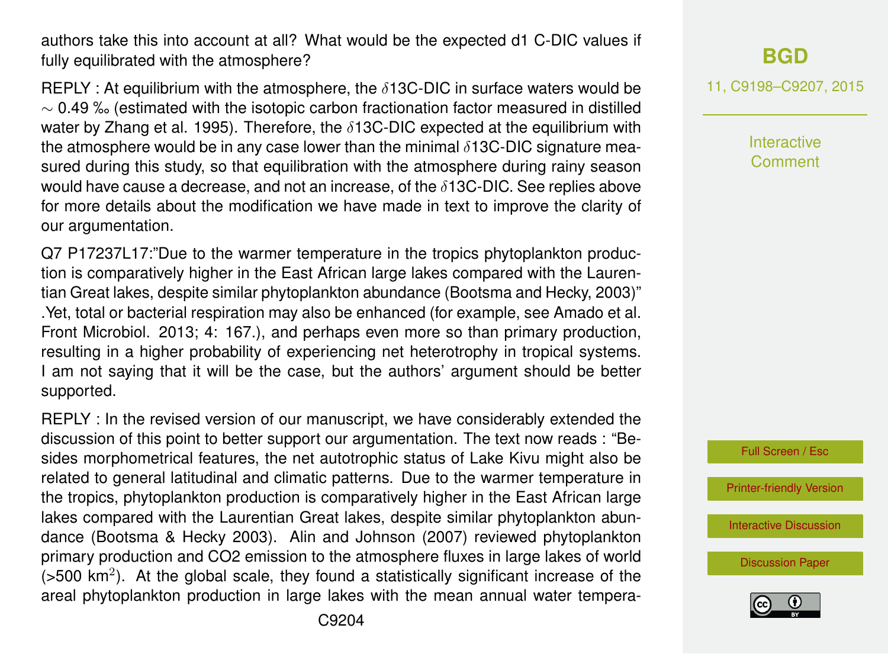authors take this into account at all? What would be the expected d1 C-DIC values if fully equilibrated with the atmosphere?

REPLY : At equilibrium with the atmosphere, the $\delta$13C-DIC in surface waters would be $\sim$ 0.49 ‰ (estimated with the isotopic carbon fractionation factor measured in distilled water by Zhang et al. 1995). Therefore, the $\delta$13C-DIC expected at the equilibrium with the atmosphere would be in any case lower than the minimal $\delta$13C-DIC signature measured during this study, so that equilibration with the atmosphere during rainy season would have cause a decrease, and not an increase, of the $\delta$13C-DIC. See replies above for more details about the modification we have made in text to improve the clarity of our argumentation.

Q7 P17237L17:"Due to the warmer temperature in the tropics phytoplankton production is comparatively higher in the East African large lakes compared with the Laurentian Great lakes, despite similar phytoplankton abundance (Bootsma and Hecky, 2003)" .Yet, total or bacterial respiration may also be enhanced (for example, see Amado et al. Front Microbiol. 2013; 4: 167.), and perhaps even more so than primary production, resulting in a higher probability of experiencing net heterotrophy in tropical systems. I am not saying that it will be the case, but the authors' argument should be better supported.

REPLY : In the revised version of our manuscript, we have considerably extended the discussion of this point to better support our argumentation. The text now reads : "Besides morphometrical features, the net autotrophic status of Lake Kivu might also be related to general latitudinal and climatic patterns. Due to the warmer temperature in the tropics, phytoplankton production is comparatively higher in the East African large lakes compared with the Laurentian Great lakes, despite similar phytoplankton abundance (Bootsma & Hecky 2003). Alin and Johnson (2007) reviewed phytoplankton primary production and CO2 emission to the atmosphere fluxes in large lakes of world (>500 km$^2$). At the global scale, they found a statistically significant increase of the areal phytoplankton production in large lakes with the mean annual water tempera-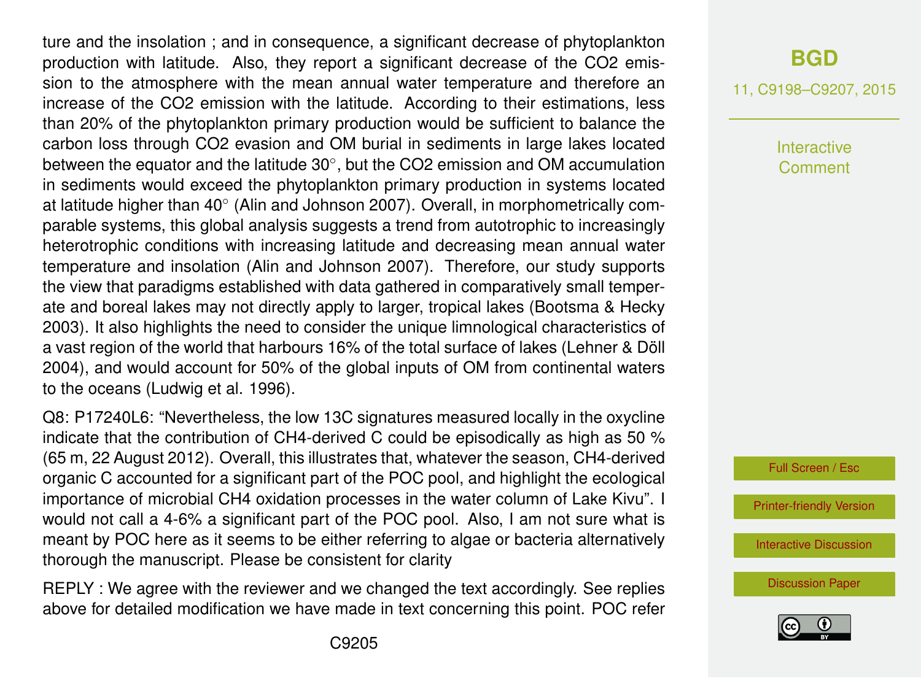ture and the insolation ; and in consequence, a significant decrease of phytoplankton production with latitude. Also, they report a significant decrease of the $CO_2$ emission to the atmosphere with the mean annual water temperature and therefore an increase of the $CO_2$ emission with the latitude. According to their estimations, less than 20% of the phytoplankton primary production would be sufficient to balance the carbon loss through $CO_2$ evasion and OM burial in sediments in large lakes located between the equator and the latitude 30°, but the $CO_2$ emission and OM accumulation in sediments would exceed the phytoplankton primary production in systems located at latitude higher than 40° (Alin and Johnson 2007). Overall, in morphometrically comparable systems, this global analysis suggests a trend from autotrophic to increasingly heterotrophic conditions with increasing latitude and decreasing mean annual water temperature and insolation (Alin and Johnson 2007). Therefore, our study supports the view that paradigms established with data gathered in comparatively small temperate and boreal lakes may not directly apply to larger, tropical lakes (Bootsma & Hecky 2003). It also highlights the need to consider the unique limnological characteristics of a vast region of the world that harbours 16% of the total surface of lakes (Lehner & Döll 2004), and would account for 50% of the global inputs of OM from continental waters to the oceans (Ludwig et al. 1996).

Q8: P17240L6: "Nevertheless, the low 13C signatures measured locally in the oxycline indicate that the contribution of $CH_4$-derived C could be episodically as high as 50 % (65 m, 22 August 2012). Overall, this illustrates that, whatever the season, $CH_4$-derived organic C accounted for a significant part of the POC pool, and highlight the ecological importance of microbial $CH_4$ oxidation processes in the water column of Lake Kivu". I would not call a 4-6% a significant part of the POC pool. Also, I am not sure what is meant by POC here as it seems to be either referring to algae or bacteria alternatively thorough the manuscript. Please be consistent for clarity

REPLY : We agree with the reviewer and we changed the text accordingly. See replies above for detailed modification we have made in text concerning this point. POC refer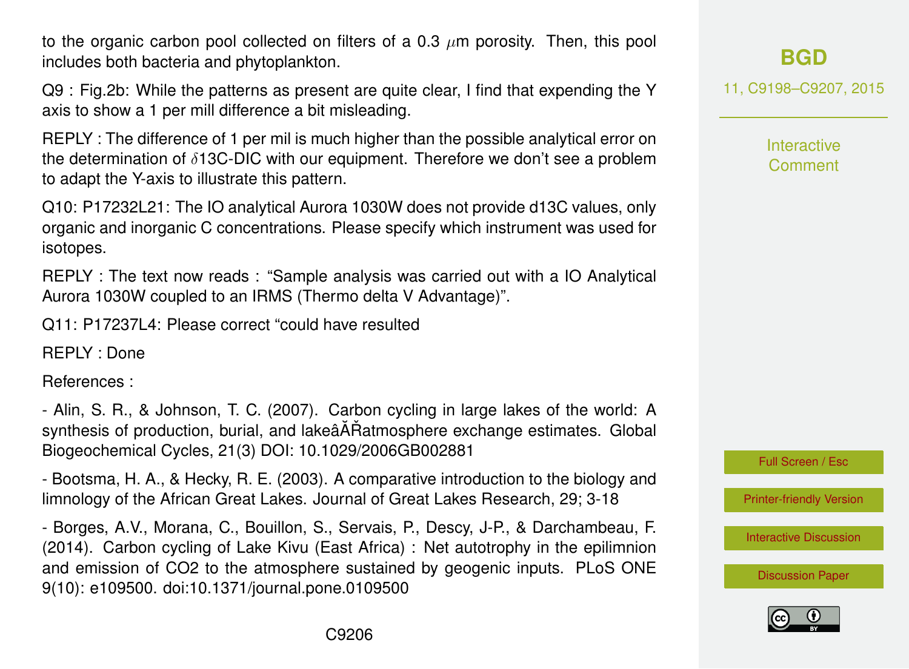to the organic carbon pool collected on filters of a 0.3 $\mu$m porosity. Then, this pool includes both bacteria and phytoplankton.

Q9 : Fig.2b: While the patterns as present are quite clear, I find that expending the Y axis to show a 1 per mill difference a bit misleading.

REPLY : The difference of 1 per mil is much higher than the possible analytical error on the determination of $\delta$13C-DIC with our equipment. Therefore we don't see a problem to adapt the Y-axis to illustrate this pattern.

Q10: P17232L21: The IO analytical Aurora 1030W does not provide d13C values, only organic and inorganic C concentrations. Please specify which instrument was used for isotopes.

REPLY : The text now reads : "Sample analysis was carried out with a IO Analytical Aurora 1030W coupled to an IRMS (Thermo delta V Advantage)".

Q11: P17237L4: Please correct "could have resulted

REPLY : Done

References :

- Alin, S. R., & Johnson, T. C. (2007). Carbon cycling in large lakes of the world: A synthesis of production, burial, and lakeâĂŘatmosphere exchange estimates. Global Biogeochemical Cycles, 21(3) DOI: 10.1029/2006GB002881

- Bootsma, H. A., & Hecky, R. E. (2003). A comparative introduction to the biology and limnology of the African Great Lakes. Journal of Great Lakes Research, 29; 3-18

- Borges, A.V., Morana, C., Bouillon, S., Servais, P., Descy, J-P., & Darchambeau, F. (2014). Carbon cycling of Lake Kivu (East Africa) : Net autotrophy in the epilimnion and emission of CO2 to the atmosphere sustained by geogenic inputs. PLoS ONE 9(10): e109500. doi:10.1371/journal.pone.0109500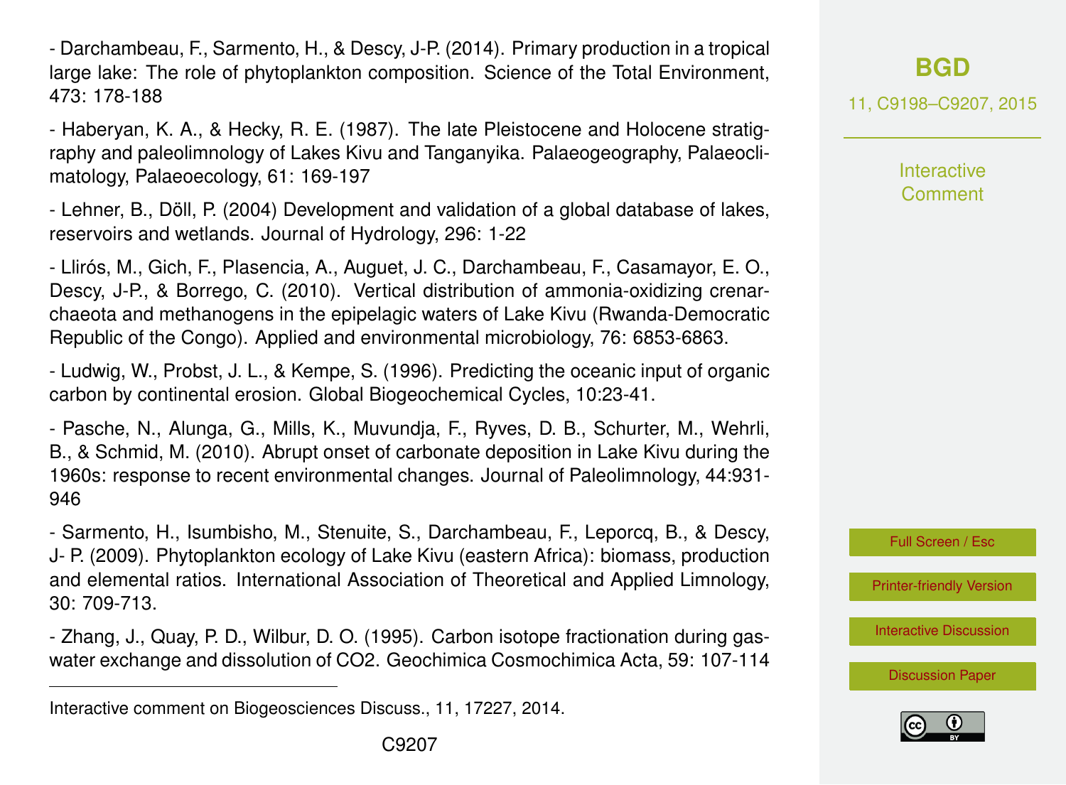- Darchambeau, F., Sarmento, H., & Descy, J-P. (2014). Primary production in a tropical large lake: The role of phytoplankton composition. Science of the Total Environment, 473: 178-188

- Haberyan, K. A., & Hecky, R. E. (1987). The late Pleistocene and Holocene stratigraphy and paleolimnology of Lakes Kivu and Tanganyika. Palaeogeography, Palaeoclimatology, Palaeoecology, 61: 169-197

- Lehner, B., Döll, P. (2004) Development and validation of a global database of lakes, reservoirs and wetlands. Journal of Hydrology, 296: 1-22

- Llirós, M., Gich, F., Plasencia, A., Auguet, J. C., Darchambeau, F., Casamayor, E. O., Descy, J-P., & Borrego, C. (2010). Vertical distribution of ammonia-oxidizing crenarchaeota and methanogens in the epipelagic waters of Lake Kivu (Rwanda-Democratic Republic of the Congo). Applied and environmental microbiology, 76: 6853-6863.

- Ludwig, W., Probst, J. L., & Kempe, S. (1996). Predicting the oceanic input of organic carbon by continental erosion. Global Biogeochemical Cycles, 10:23-41.

- Pasche, N., Alunga, G., Mills, K., Muvundja, F., Ryves, D. B., Schurter, M., Wehrli, B., & Schmid, M. (2010). Abrupt onset of carbonate deposition in Lake Kivu during the 1960s: response to recent environmental changes. Journal of Paleolimnology, 44:931-946

- Sarmento, H., Isumbisho, M., Stenuite, S., Darchambeau, F., Leporcq, B., & Descy, J- P. (2009). Phytoplankton ecology of Lake Kivu (eastern Africa): biomass, production and elemental ratios. International Association of Theoretical and Applied Limnology, 30: 709-713.

- Zhang, J., Quay, P. D., Wilbur, D. O. (1995). Carbon isotope fractionation during gas-water exchange and dissolution of $CO_2$. Geochimica Cosmochimica Acta, 59: 107-114

---

Interactive comment on Biogeosciences Discuss., 11, 17227, 2014.